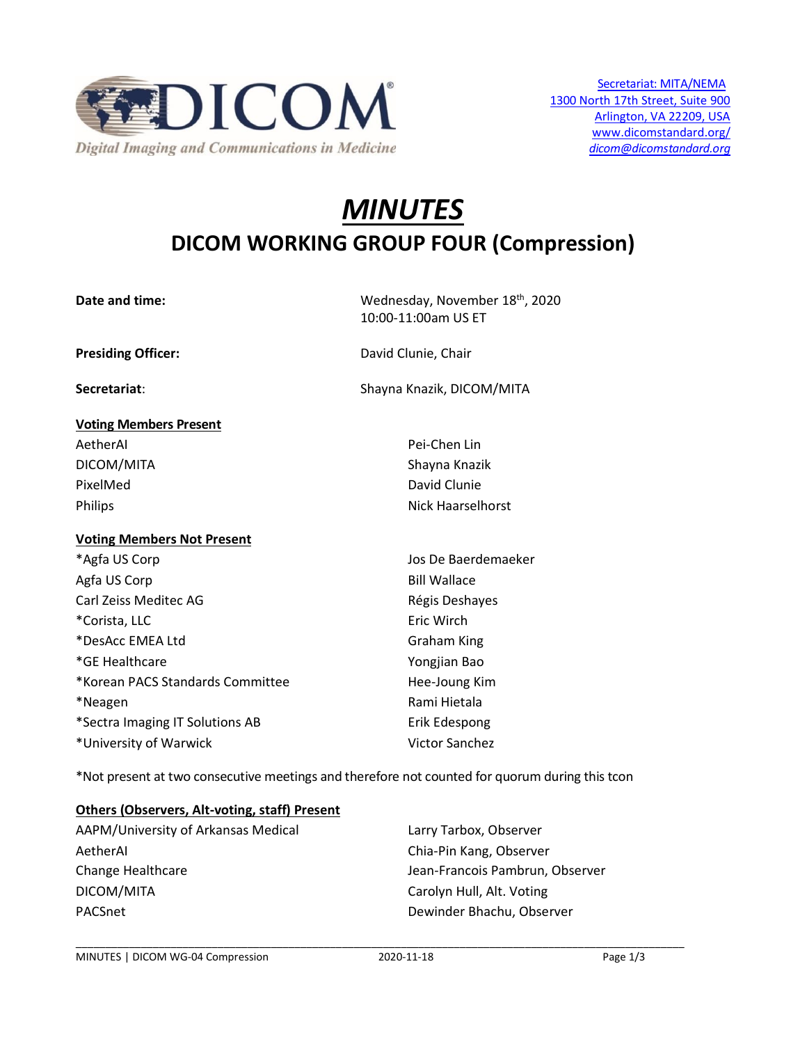Secretariat: MITA/NEMA
1300 North 17th Street, Suite 900
Arlington, VA 22209, USA
www.dicomstandard.org/
dicom@dicomstandard.org

# *MINUTES*

## DICOM WORKING GROUP FOUR (Compression)

| | |
|---|---|
| **Date and time:** | Wednesday, November 18th, 2020<br>10:00-11:00am US ET |
| **Presiding Officer:** | David Clunie, Chair |
| **Secretariat**: | Shayna Knazik, DICOM/MITA |

**Voting Members Present**

| | |
|---|---|
| AetherAI | Pei-Chen Lin |
| DICOM/MITA | Shayna Knazik |
| PixelMed | David Clunie |
| Philips | Nick Haarselhorst |

**Voting Members Not Present**

| | |
|---|---|
| *Agfa US Corp | Jos De Baerdemaeker |
| Agfa US Corp | Bill Wallace |
| Carl Zeiss Meditec AG | Régis Deshayes |
| *Corista, LLC | Eric Wirch |
| *DesAcc EMEA Ltd | Graham King |
| *GE Healthcare | Yongjian Bao |
| *Korean PACS Standards Committee | Hee-Joung Kim |
| *Neagen | Rami Hietala |
| *Sectra Imaging IT Solutions AB | Erik Edespong |
| *University of Warwick | Victor Sanchez |

*Not present at two consecutive meetings and therefore not counted for quorum during this tcon

**Others (Observers, Alt-voting, staff) Present**

| | |
|---|---|
| AAPM/University of Arkansas Medical | Larry Tarbox, Observer |
| AetherAI | Chia-Pin Kang, Observer |
| Change Healthcare | Jean-Francois Pambrun, Observer |
| DICOM/MITA | Carolyn Hull, Alt. Voting |
| PACSnet | Dewinder Bhachu, Observer |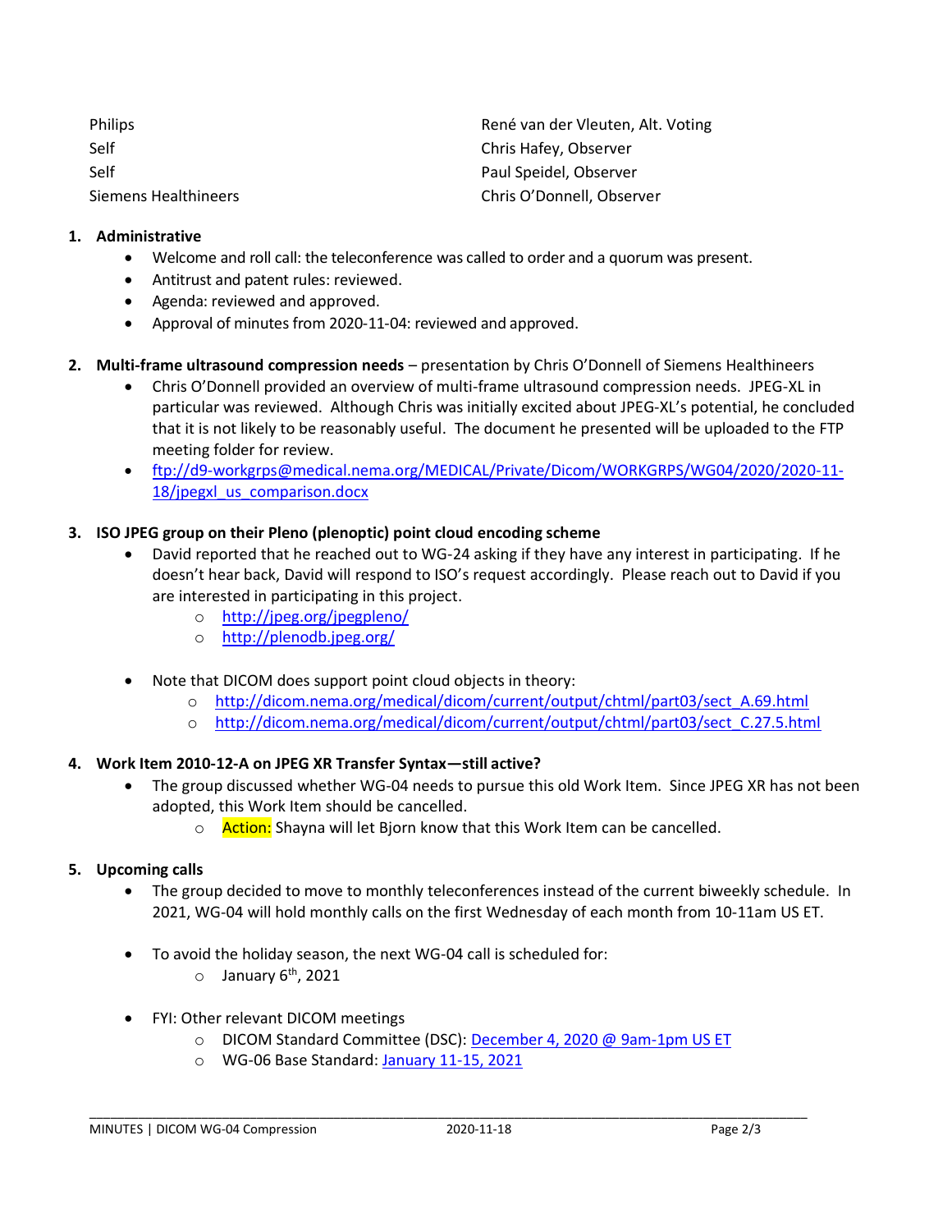| | |
|---|---|
| Philips | René van der Vleuten, Alt. Voting |
| Self | Chris Hafey, Observer |
| Self | Paul Speidel, Observer |
| Siemens Healthineers | Chris O'Donnell, Observer |

1. **Administrative**
   - Welcome and roll call: the teleconference was called to order and a quorum was present.
   - Antitrust and patent rules: reviewed.
   - Agenda: reviewed and approved.
   - Approval of minutes from 2020-11-04: reviewed and approved.

2. **Multi-frame ultrasound compression needs** – presentation by Chris O'Donnell of Siemens Healthineers
   - Chris O'Donnell provided an overview of multi-frame ultrasound compression needs. JPEG-XL in particular was reviewed. Although Chris was initially excited about JPEG-XL's potential, he concluded that it is not likely to be reasonably useful. The document he presented will be uploaded to the FTP meeting folder for review.
   - ftp://d9-workgrps@medical.nema.org/MEDICAL/Private/Dicom/WORKGRPS/WG04/2020/2020-11-18/jpegxl_us_comparison.docx

3. **ISO JPEG group on their Pleno (plenoptic) point cloud encoding scheme**
   - David reported that he reached out to WG-24 asking if they have any interest in participating. If he doesn't hear back, David will respond to ISO's request accordingly. Please reach out to David if you are interested in participating in this project.
     - http://jpeg.org/jpegpleno/
     - http://plenodb.jpeg.org/
   - Note that DICOM does support point cloud objects in theory:
     - http://dicom.nema.org/medical/dicom/current/output/chtml/part03/sect_A.69.html
     - http://dicom.nema.org/medical/dicom/current/output/chtml/part03/sect_C.27.5.html

4. **Work Item 2010-12-A on JPEG XR Transfer Syntax—still active?**
   - The group discussed whether WG-04 needs to pursue this old Work Item. Since JPEG XR has not been adopted, this Work Item should be cancelled.
     - Action: Shayna will let Bjorn know that this Work Item can be cancelled.

5. **Upcoming calls**
   - The group decided to move to monthly teleconferences instead of the current biweekly schedule. In 2021, WG-04 will hold monthly calls on the first Wednesday of each month from 10-11am US ET.
   - To avoid the holiday season, the next WG-04 call is scheduled for:
     - January 6th, 2021
   - FYI: Other relevant DICOM meetings
     - DICOM Standard Committee (DSC): December 4, 2020 @ 9am-1pm US ET
     - WG-06 Base Standard: January 11-15, 2021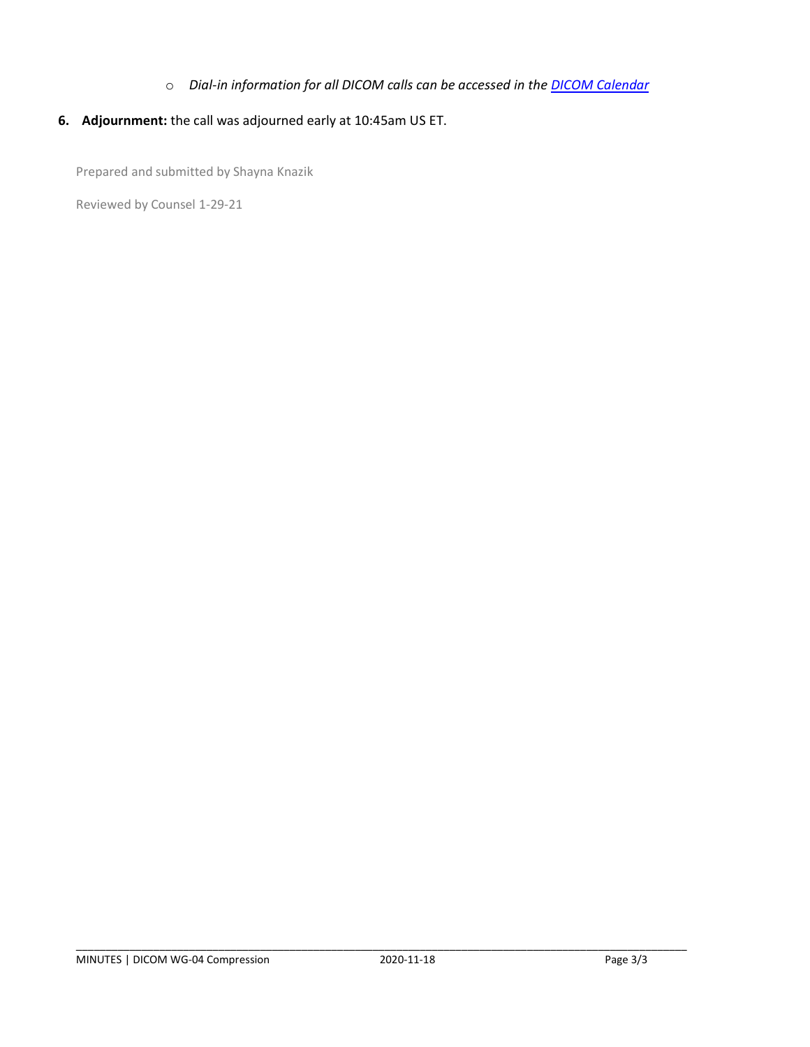- *Dial-in information for all DICOM calls can be accessed in the [DICOM Calendar]*

6. **Adjournment:** the call was adjourned early at 10:45am US ET.

Prepared and submitted by Shayna Knazik

Reviewed by Counsel 1-29-21